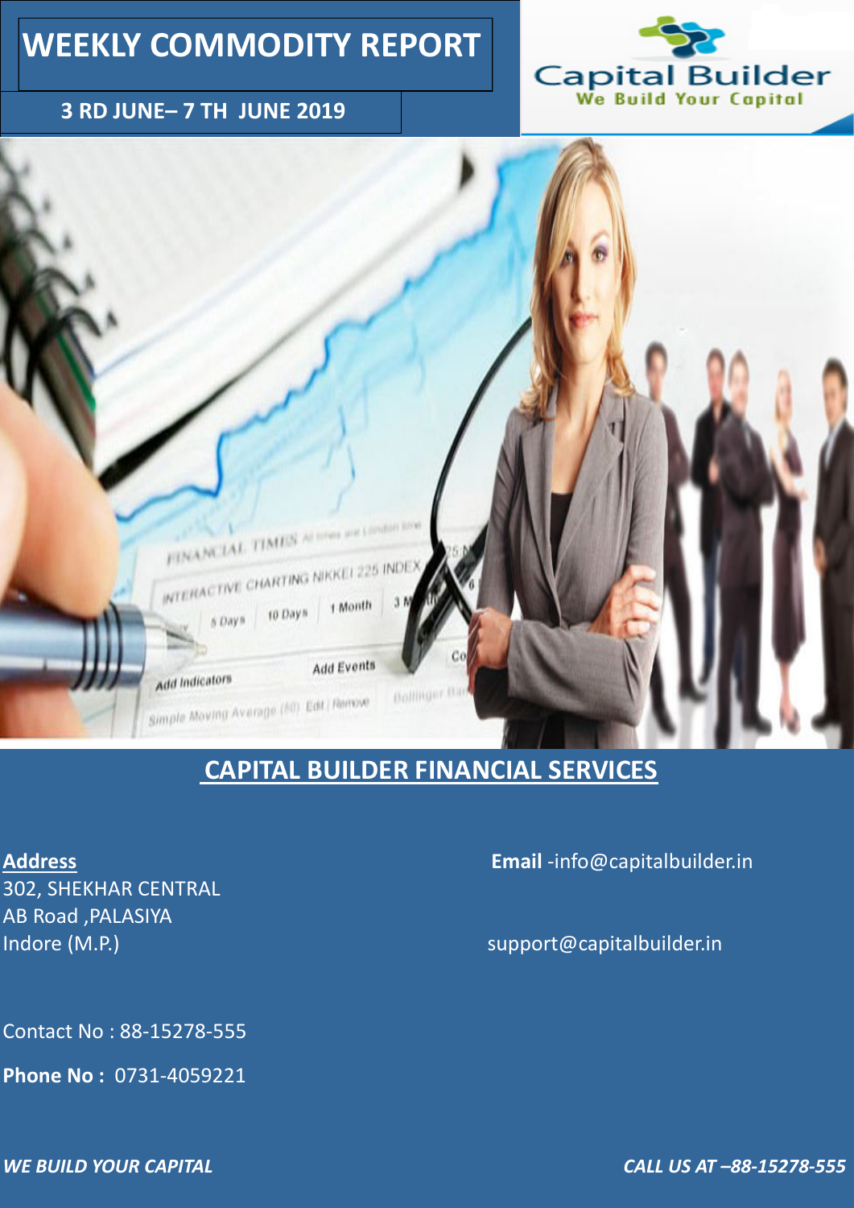# WEEKLY COMMODITY REPORT

**3 RD JUNE– 7 TH JUNE 2019**

Capital Builder
We Build Your Capital

## CAPITAL BUILDER FINANCIAL SERVICES

**Address**
302, SHEKHAR CENTRAL
AB Road ,PALASIYA
Indore (M.P.)

**Email** -info@capitalbuilder.in

support@capitalbuilder.in

Contact No : 88-15278-555

**Phone No :** 0731-4059221

***WE BUILD YOUR CAPITAL***

***CALL US AT –88-15278-555***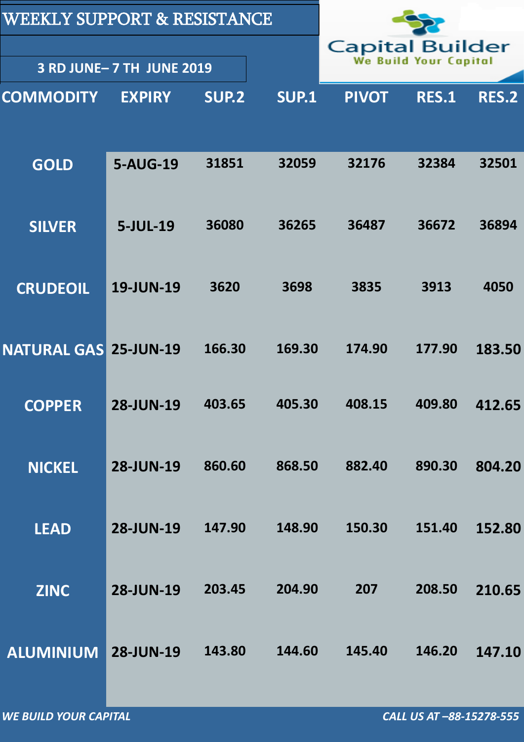# WEEKLY SUPPORT & RESISTANCE

**3 RD JUNE– 7 TH JUNE 2019**

Capital Builder
We Build Your Capital

| COMMODITY | EXPIRY | SUP.2 | SUP.1 | PIVOT | RES.1 | RES.2 |
|---|---|---|---|---|---|---|
| GOLD | 5-AUG-19 | 31851 | 32059 | 32176 | 32384 | 32501 |
| SILVER | 5-JUL-19 | 36080 | 36265 | 36487 | 36672 | 36894 |
| CRUDEOIL | 19-JUN-19 | 3620 | 3698 | 3835 | 3913 | 4050 |
| NATURAL GAS | 25-JUN-19 | 166.30 | 169.30 | 174.90 | 177.90 | 183.50 |
| COPPER | 28-JUN-19 | 403.65 | 405.30 | 408.15 | 409.80 | 412.65 |
| NICKEL | 28-JUN-19 | 860.60 | 868.50 | 882.40 | 890.30 | 804.20 |
| LEAD | 28-JUN-19 | 147.90 | 148.90 | 150.30 | 151.40 | 152.80 |
| ZINC | 28-JUN-19 | 203.45 | 204.90 | 207 | 208.50 | 210.65 |
| ALUMINIUM | 28-JUN-19 | 143.80 | 144.60 | 145.40 | 146.20 | 147.10 |

*WE BUILD YOUR CAPITAL*

*CALL US AT –88-15278-555*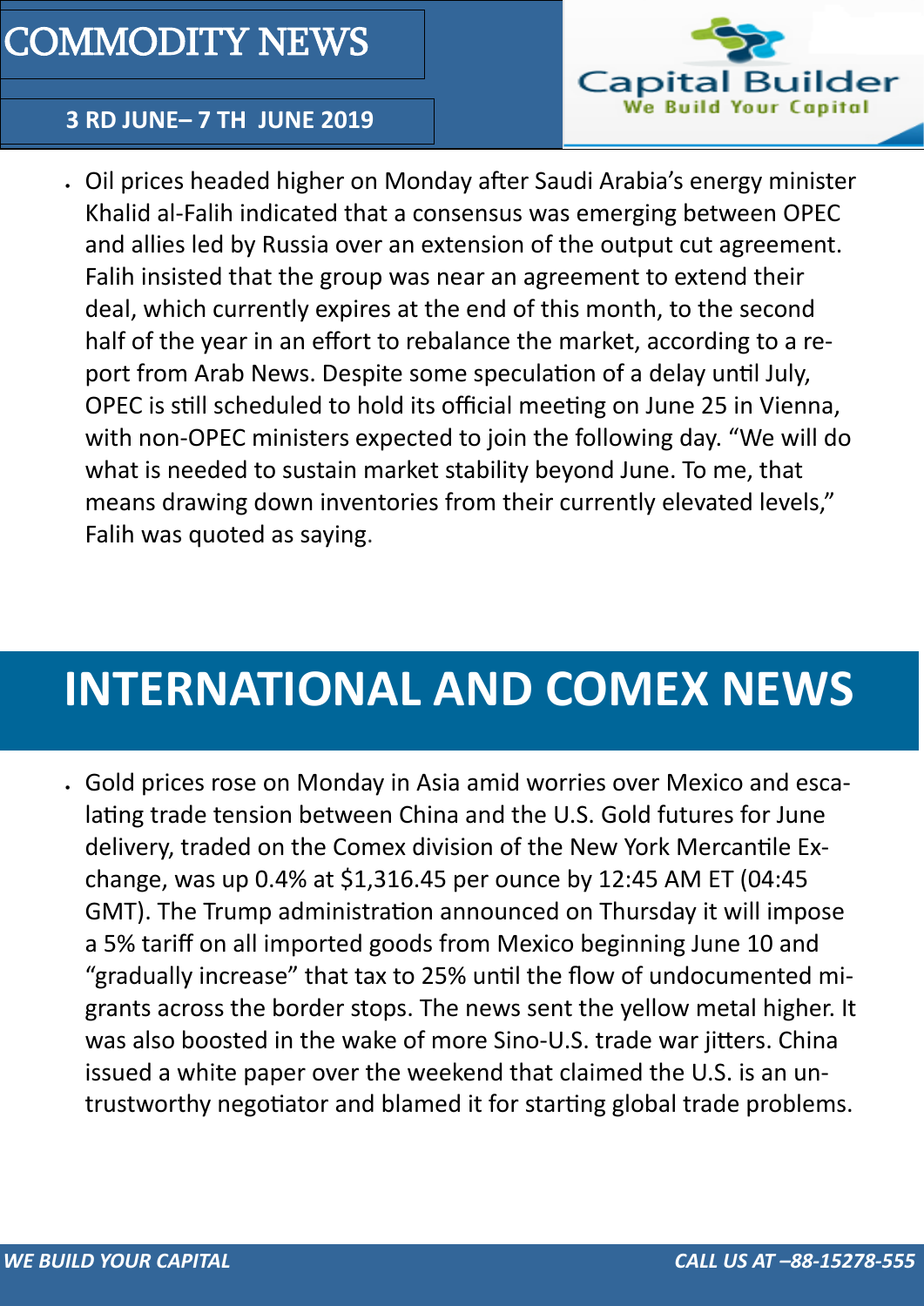# COMMODITY NEWS

**3 RD JUNE– 7 TH JUNE 2019**

- Oil prices headed higher on Monday after Saudi Arabia's energy minister Khalid al-Falih indicated that a consensus was emerging between OPEC and allies led by Russia over an extension of the output cut agreement. Falih insisted that the group was near an agreement to extend their deal, which currently expires at the end of this month, to the second half of the year in an effort to rebalance the market, according to a report from Arab News. Despite some speculation of a delay until July, OPEC is still scheduled to hold its official meeting on June 25 in Vienna, with non-OPEC ministers expected to join the following day. "We will do what is needed to sustain market stability beyond June. To me, that means drawing down inventories from their currently elevated levels," Falih was quoted as saying.

# INTERNATIONAL AND COMEX NEWS

- Gold prices rose on Monday in Asia amid worries over Mexico and escalating trade tension between China and the U.S. Gold futures for June delivery, traded on the Comex division of the New York Mercantile Exchange, was up 0.4% at $1,316.45 per ounce by 12:45 AM ET (04:45 GMT). The Trump administration announced on Thursday it will impose a 5% tariff on all imported goods from Mexico beginning June 10 and "gradually increase" that tax to 25% until the flow of undocumented migrants across the border stops. The news sent the yellow metal higher. It was also boosted in the wake of more Sino-U.S. trade war jitters. China issued a white paper over the weekend that claimed the U.S. is an untrustworthy negotiator and blamed it for starting global trade problems.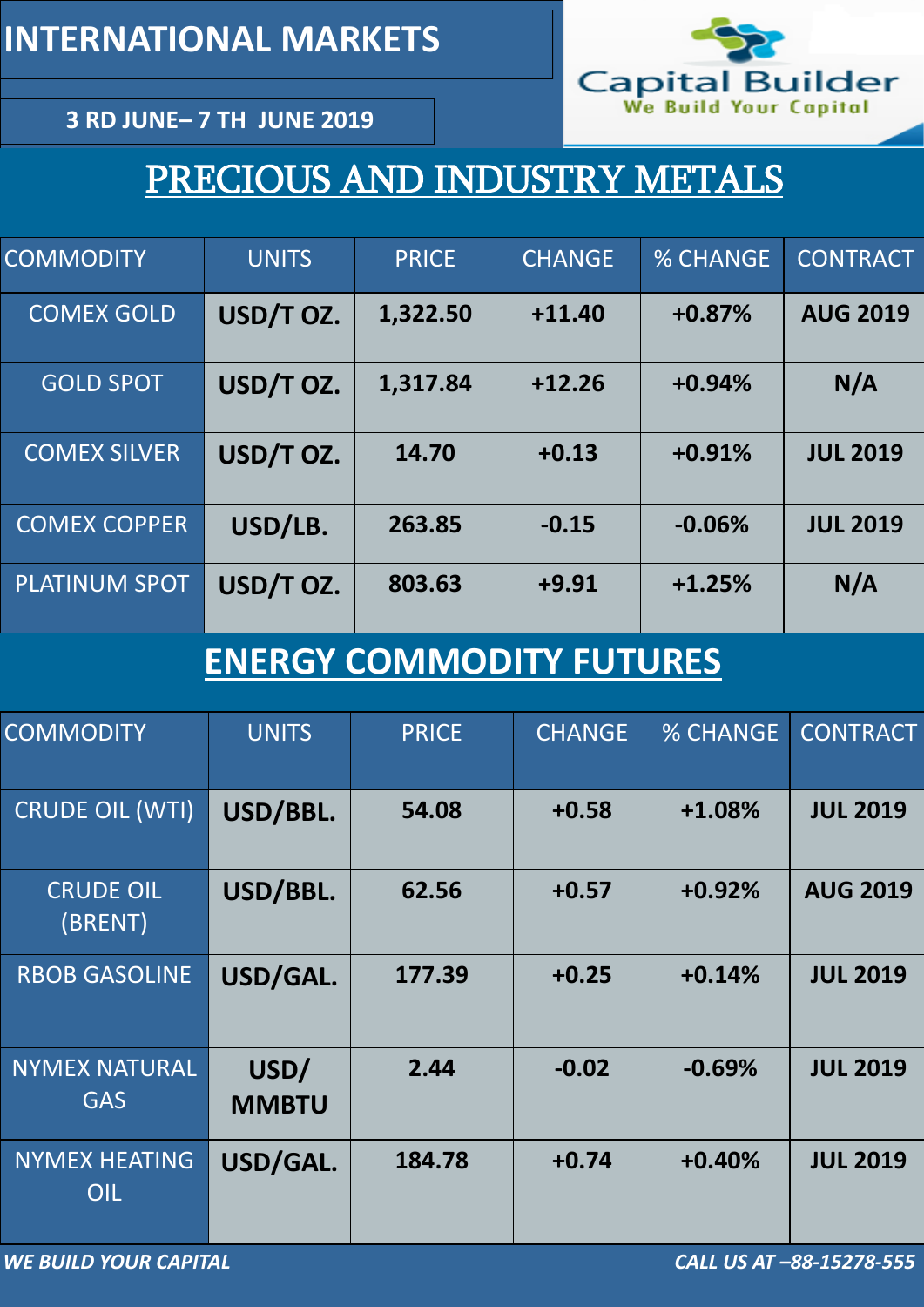# INTERNATIONAL MARKETS

**3 RD JUNE– 7 TH JUNE 2019**

Capital Builder
We Build Your Capital

## PRECIOUS AND INDUSTRY METALS

| COMMODITY | UNITS | PRICE | CHANGE | % CHANGE | CONTRACT |
|---|---|---|---|---|---|
| COMEX GOLD | USD/T OZ. | 1,322.50 | +11.40 | +0.87% | AUG 2019 |
| GOLD SPOT | USD/T OZ. | 1,317.84 | +12.26 | +0.94% | N/A |
| COMEX SILVER | USD/T OZ. | 14.70 | +0.13 | +0.91% | JUL 2019 |
| COMEX COPPER | USD/LB. | 263.85 | -0.15 | -0.06% | JUL 2019 |
| PLATINUM SPOT | USD/T OZ. | 803.63 | +9.91 | +1.25% | N/A |

## ENERGY COMMODITY FUTURES

| COMMODITY | UNITS | PRICE | CHANGE | % CHANGE | CONTRACT |
|---|---|---|---|---|---|
| CRUDE OIL (WTI) | USD/BBL. | 54.08 | +0.58 | +1.08% | JUL 2019 |
| CRUDE OIL (BRENT) | USD/BBL. | 62.56 | +0.57 | +0.92% | AUG 2019 |
| RBOB GASOLINE | USD/GAL. | 177.39 | +0.25 | +0.14% | JUL 2019 |
| NYMEX NATURAL GAS | USD/ MMBTU | 2.44 | -0.02 | -0.69% | JUL 2019 |
| NYMEX HEATING OIL | USD/GAL. | 184.78 | +0.74 | +0.40% | JUL 2019 |

*WE BUILD YOUR CAPITAL*

*CALL US AT –88-15278-555*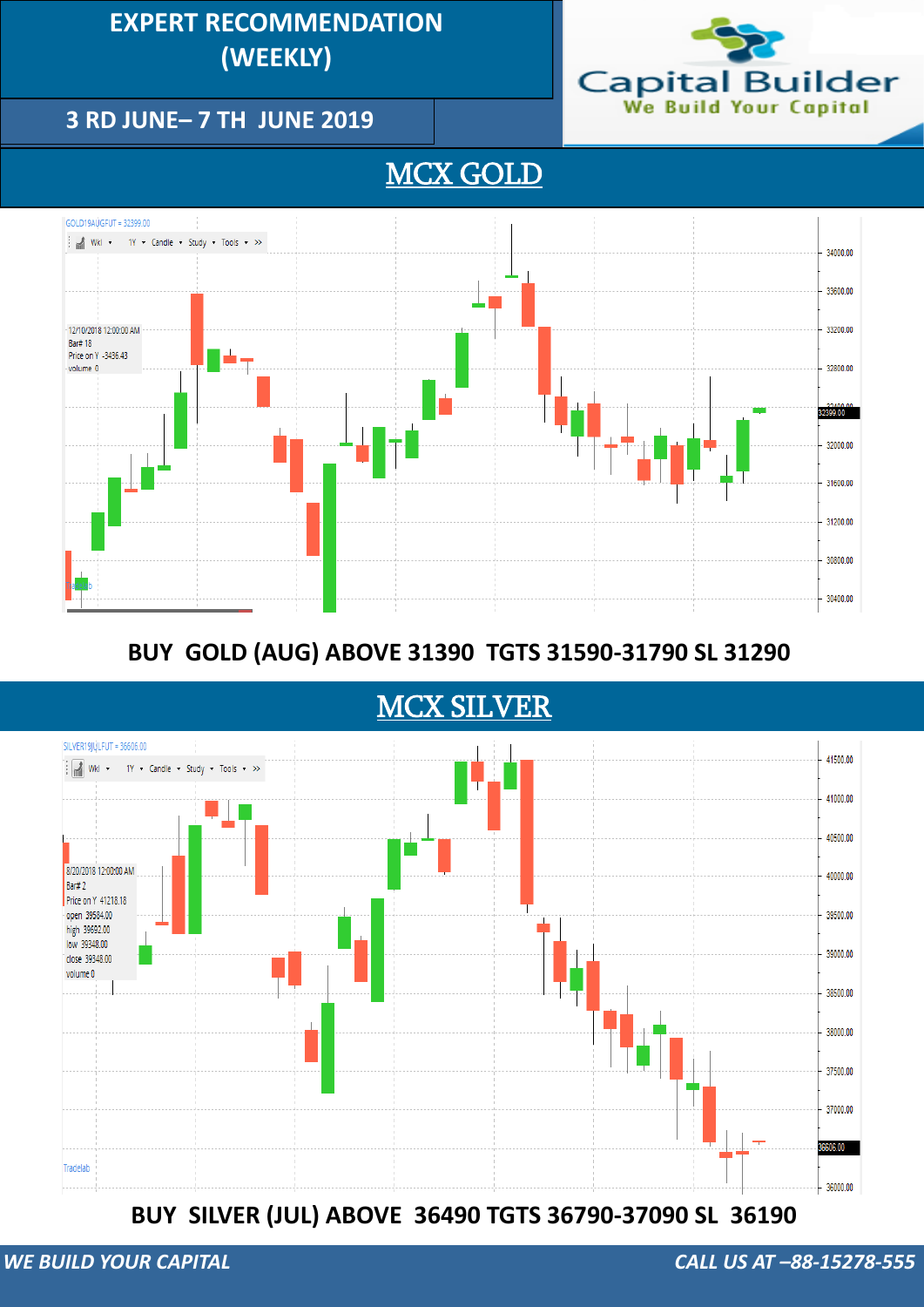# EXPERT RECOMMENDATION (WEEKLY)

**3 RD JUNE– 7 TH JUNE 2019**

Capital Builder
We Build Your Capital

## MCX GOLD

**BUY GOLD (AUG) ABOVE 31390 TGTS 31590-31790 SL 31290**

## MCX SILVER

**BUY SILVER (JUL) ABOVE 36490 TGTS 36790-37090 SL 36190**

*WE BUILD YOUR CAPITAL* *CALL US AT –88-15278-555*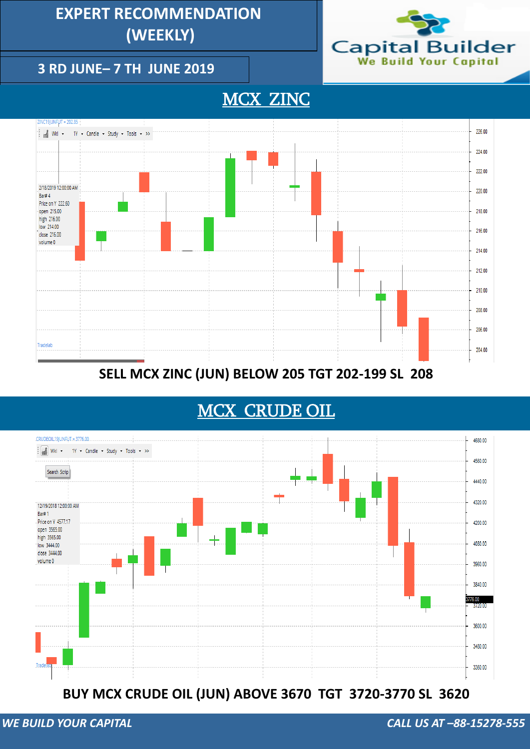# EXPERT RECOMMENDATION (WEEKLY)

## 3 RD JUNE– 7 TH JUNE 2019

Capital Builder
We Build Your Capital

## MCX ZINC

**SELL MCX ZINC (JUN) BELOW 205 TGT 202-199 SL 208**

## MCX CRUDE OIL

**BUY MCX CRUDE OIL (JUN) ABOVE 3670 TGT 3720-3770 SL 3620**

*WE BUILD YOUR CAPITAL*

*CALL US AT –88-15278-555*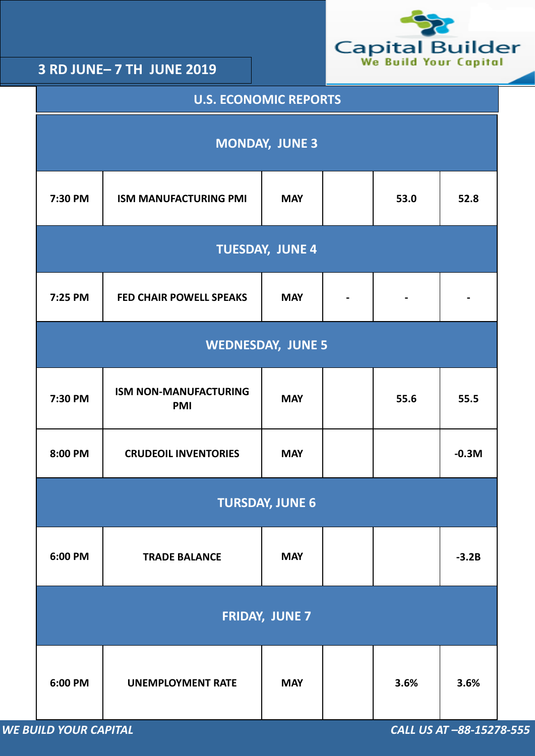**3 RD JUNE– 7 TH JUNE 2019**

Capital Builder
We Build Your Capital

## U.S. ECONOMIC REPORTS

| | | | | | |
|---|---|---|---|---|---|
| **MONDAY, JUNE 3** | | | | | |
| 7:30 PM | ISM MANUFACTURING PMI | MAY | | 53.0 | 52.8 |
| **TUESDAY, JUNE 4** | | | | | |
| 7:25 PM | FED CHAIR POWELL SPEAKS | MAY | - | - | - |
| **WEDNESDAY, JUNE 5** | | | | | |
| 7:30 PM | ISM NON-MANUFACTURING PMI | MAY | | 55.6 | 55.5 |
| 8:00 PM | CRUDEOIL INVENTORIES | MAY | | | -0.3M |
| **TURSDAY, JUNE 6** | | | | | |
| 6:00 PM | TRADE BALANCE | MAY | | | -3.2B |
| **FRIDAY, JUNE 7** | | | | | |
| 6:00 PM | UNEMPLOYMENT RATE | MAY | | 3.6% | 3.6% |

*WE BUILD YOUR CAPITAL*

*CALL US AT –88-15278-555*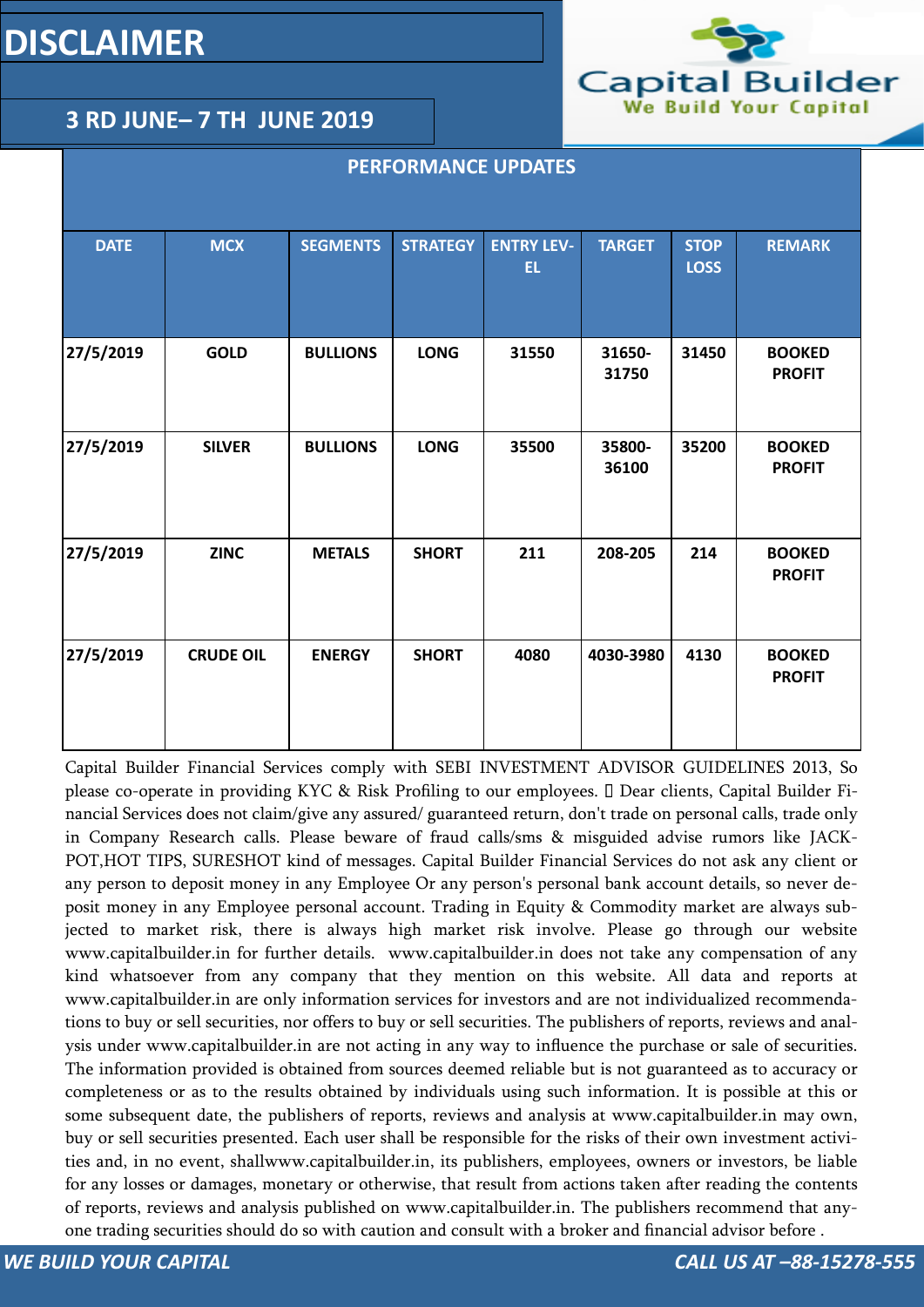# DISCLAIMER

## 3 RD JUNE– 7 TH JUNE 2019

Capital Builder
We Build Your Capital

### PERFORMANCE UPDATES

| DATE | MCX | SEGMENTS | STRATEGY | ENTRY LEVEL | TARGET | STOP LOSS | REMARK |
|---|---|---|---|---|---|---|---|
| 27/5/2019 | GOLD | BULLIONS | LONG | 31550 | 31650-31750 | 31450 | BOOKED PROFIT |
| 27/5/2019 | SILVER | BULLIONS | LONG | 35500 | 35800-36100 | 35200 | BOOKED PROFIT |
| 27/5/2019 | ZINC | METALS | SHORT | 211 | 208-205 | 214 | BOOKED PROFIT |
| 27/5/2019 | CRUDE OIL | ENERGY | SHORT | 4080 | 4030-3980 | 4130 | BOOKED PROFIT |

Capital Builder Financial Services comply with SEBI INVESTMENT ADVISOR GUIDELINES 2013, So please co-operate in providing KYC & Risk Profiling to our employees.  Dear clients, Capital Builder Financial Services does not claim/give any assured/ guaranteed return, don't trade on personal calls, trade only in Company Research calls. Please beware of fraud calls/sms & misguided advise rumors like JACK-POT,HOT TIPS, SURESHOT kind of messages. Capital Builder Financial Services do not ask any client or any person to deposit money in any Employee Or any person's personal bank account details, so never deposit money in any Employee personal account. Trading in Equity & Commodity market are always subjected to market risk, there is always high market risk involve. Please go through our website www.capitalbuilder.in for further details. www.capitalbuilder.in does not take any compensation of any kind whatsoever from any company that they mention on this website. All data and reports at www.capitalbuilder.in are only information services for investors and are not individualized recommendations to buy or sell securities, nor offers to buy or sell securities. The publishers of reports, reviews and analysis under www.capitalbuilder.in are not acting in any way to influence the purchase or sale of securities. The information provided is obtained from sources deemed reliable but is not guaranteed as to accuracy or completeness or as to the results obtained by individuals using such information. It is possible at this or some subsequent date, the publishers of reports, reviews and analysis at www.capitalbuilder.in may own, buy or sell securities presented. Each user shall be responsible for the risks of their own investment activities and, in no event, shallwww.capitalbuilder.in, its publishers, employees, owners or investors, be liable for any losses or damages, monetary or otherwise, that result from actions taken after reading the contents of reports, reviews and analysis published on www.capitalbuilder.in. The publishers recommend that anyone trading securities should do so with caution and consult with a broker and financial advisor before .

*WE BUILD YOUR CAPITAL* *CALL US AT –88-15278-555*